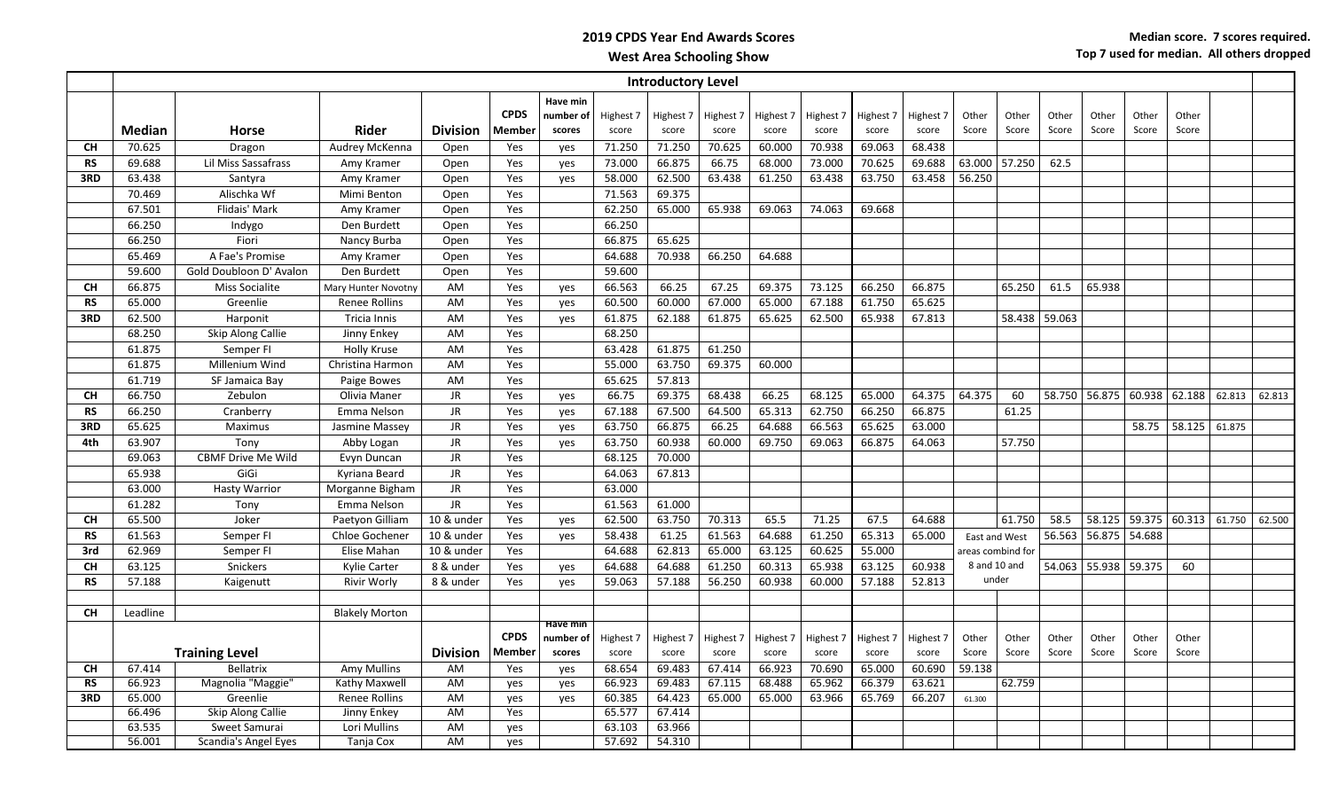# 2019 CPDS Year End Awards Scores

## West Area Schooling Show

**Median score. 7 scores required.**
**Top 7 used for median. All others dropped**

| | Introductory Level | | | | | | | | | | | | | | | | | | | | |
|---|---|---|---|---|---|---|---|---|---|---|---|---|---|---|---|---|---|---|---|---|---|
| | Median | Horse | Rider | Division | CPDS Member | Have min number of scores | Highest 7 score | Highest 7 score | Highest 7 score | Highest 7 score | Highest 7 score | Highest 7 score | Highest 7 score | Other Score | Other Score | Other Score | Other Score | Other Score | Other Score | | |
| CH | 70.625 | Dragon | Audrey McKenna | Open | Yes | yes | 71.250 | 71.250 | 70.625 | 60.000 | 70.938 | 69.063 | 68.438 | | | | | | | | |
| RS | 69.688 | Lil Miss Sassafrass | Amy Kramer | Open | Yes | yes | 73.000 | 66.875 | 66.75 | 68.000 | 73.000 | 70.625 | 69.688 | 63.000 | 57.250 | 62.5 | | | | | |
| 3RD | 63.438 | Santyra | Amy Kramer | Open | Yes | yes | 58.000 | 62.500 | 63.438 | 61.250 | 63.438 | 63.750 | 63.458 | 56.250 | | | | | | | |
| | 70.469 | Alischka Wf | Mimi Benton | Open | Yes | | 71.563 | 69.375 | | | | | | | | | | | | | |
| | 67.501 | Flidais' Mark | Amy Kramer | Open | Yes | | 62.250 | 65.000 | 65.938 | 69.063 | 74.063 | 69.668 | | | | | | | | | |
| | 66.250 | Indygo | Den Burdett | Open | Yes | | 66.250 | | | | | | | | | | | | | | |
| | 66.250 | Fiori | Nancy Burba | Open | Yes | | 66.875 | 65.625 | | | | | | | | | | | | | |
| | 65.469 | A Fae's Promise | Amy Kramer | Open | Yes | | 64.688 | 70.938 | 66.250 | 64.688 | | | | | | | | | | | |
| | 59.600 | Gold Doubloon D' Avalon | Den Burdett | Open | Yes | | 59.600 | | | | | | | | | | | | | | |
| CH | 66.875 | Miss Socialite | Mary Hunter Novotny | AM | Yes | yes | 66.563 | 66.25 | 67.25 | 69.375 | 73.125 | 66.250 | 66.875 | | 65.250 | 61.5 | 65.938 | | | | |
| RS | 65.000 | Greenlie | Renee Rollins | AM | Yes | yes | 60.500 | 60.000 | 67.000 | 65.000 | 67.188 | 61.750 | 65.625 | | | | | | | | |
| 3RD | 62.500 | Harponit | Tricia Innis | AM | Yes | yes | 61.875 | 62.188 | 61.875 | 65.625 | 62.500 | 65.938 | 67.813 | | 58.438 | 59.063 | | | | | |
| | 68.250 | Skip Along Callie | Jinny Enkey | AM | Yes | | 68.250 | | | | | | | | | | | | | | |
| | 61.875 | Semper FI | Holly Kruse | AM | Yes | | 63.428 | 61.875 | 61.250 | | | | | | | | | | | | |
| | 61.875 | Millenium Wind | Christina Harmon | AM | Yes | | 55.000 | 63.750 | 69.375 | 60.000 | | | | | | | | | | | |
| | 61.719 | SF Jamaica Bay | Paige Bowes | AM | Yes | | 65.625 | 57.813 | | | | | | | | | | | | | |
| CH | 66.750 | Zebulon | Olivia Maner | JR | Yes | yes | 66.75 | 69.375 | 68.438 | 66.25 | 68.125 | 65.000 | 64.375 | 64.375 | 60 | 58.750 | 56.875 | 60.938 | 62.188 | 62.813 | 62.813 |
| RS | 66.250 | Cranberry | Emma Nelson | JR | Yes | yes | 67.188 | 67.500 | 64.500 | 65.313 | 62.750 | 66.250 | 66.875 | | 61.25 | | | | | | |
| 3RD | 65.625 | Maximus | Jasmine Massey | JR | Yes | yes | 63.750 | 66.875 | 66.25 | 64.688 | 66.563 | 65.625 | 63.000 | | | | | 58.75 | 58.125 | 61.875 | |
| 4th | 63.907 | Tony | Abby Logan | JR | Yes | yes | 63.750 | 60.938 | 60.000 | 69.750 | 69.063 | 66.875 | 64.063 | | 57.750 | | | | | | |
| | 69.063 | CBMF Drive Me Wild | Evyn Duncan | JR | Yes | | 68.125 | 70.000 | | | | | | | | | | | | | |
| | 65.938 | GiGi | Kyriana Beard | JR | Yes | | 64.063 | 67.813 | | | | | | | | | | | | | |
| | 63.000 | Hasty Warrior | Morganne Bigham | JR | Yes | | 63.000 | | | | | | | | | | | | | | |
| | 61.282 | Tony | Emma Nelson | JR | Yes | | 61.563 | 61.000 | | | | | | | | | | | | | |
| CH | 65.500 | Joker | Paetyon Gilliam | 10 & under | Yes | yes | 62.500 | 63.750 | 70.313 | 65.5 | 71.25 | 67.5 | 64.688 | | 61.750 | 58.5 | 58.125 | 59.375 | 60.313 | 61.750 | 62.500 |
| RS | 61.563 | Semper FI | Chloe Gochener | 10 & under | Yes | yes | 58.438 | 61.25 | 61.563 | 64.688 | 61.250 | 65.313 | 65.000 | East and West | | 56.563 | 56.875 | 54.688 | | | |
| 3rd | 62.969 | Semper FI | Elise Mahan | 10 & under | Yes | | 64.688 | 62.813 | 65.000 | 63.125 | 60.625 | 55.000 | | areas combind for | | | | | | | |
| CH | 63.125 | Snickers | Kylie Carter | 8 & under | Yes | yes | 64.688 | 64.688 | 61.250 | 60.313 | 65.938 | 63.125 | 60.938 | 8 and 10 and | | 54.063 | 55.938 | 59.375 | 60 | | |
| RS | 57.188 | Kaigenutt | Rivir Worly | 8 & under | Yes | yes | 59.063 | 57.188 | 56.250 | 60.938 | 60.000 | 57.188 | 52.813 | under | | | | | | | |
| | | | | | | | | | | | | | | | | | | | | | |
| CH | Leadline | | Blakely Morton | | | | | | | | | | | | | | | | | | |
| | | Training Level | | Division | CPDS Member | Have min number of scores | Highest 7 score | Highest 7 score | Highest 7 score | Highest 7 score | Highest 7 score | Highest 7 score | Highest 7 score | Other Score | Other Score | Other Score | Other Score | Other Score | Other Score | | |
| CH | 67.414 | Bellatrix | Amy Mullins | AM | Yes | yes | 68.654 | 69.483 | 67.414 | 66.923 | 70.690 | 65.000 | 60.690 | 59.138 | | | | | | | |
| RS | 66.923 | Magnolia "Maggie" | Kathy Maxwell | AM | yes | yes | 66.923 | 69.483 | 67.115 | 68.488 | 65.962 | 66.379 | 63.621 | | 62.759 | | | | | | |
| 3RD | 65.000 | Greenlie | Renee Rollins | AM | yes | yes | 60.385 | 64.423 | 65.000 | 65.000 | 63.966 | 65.769 | 66.207 | 61.300 | | | | | | | |
| | 66.496 | Skip Along Callie | Jinny Enkey | AM | Yes | | 65.577 | 67.414 | | | | | | | | | | | | | |
| | 63.535 | Sweet Samurai | Lori Mullins | AM | yes | | 63.103 | 63.966 | | | | | | | | | | | | | |
| | 56.001 | Scandia's Angel Eyes | Tanja Cox | AM | yes | | 57.692 | 54.310 | | | | | | | | | | | | | |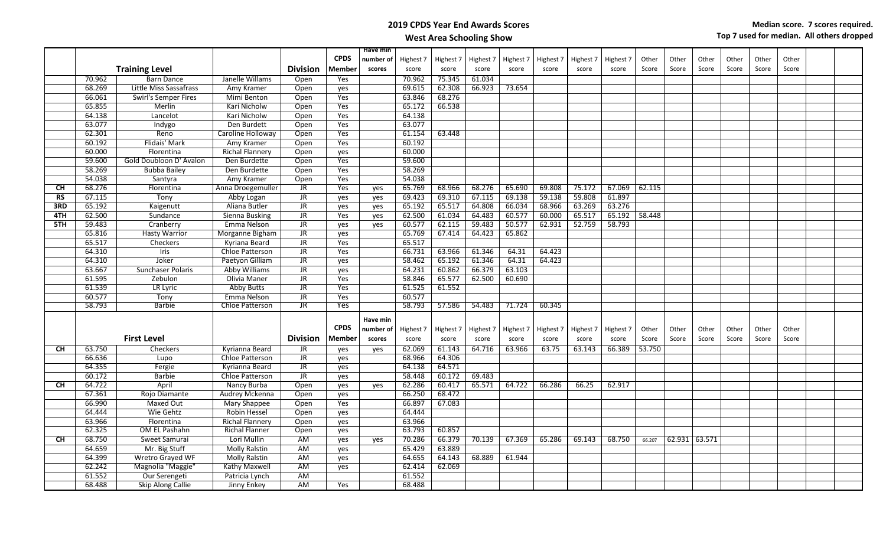# 2019 CPDS Year End Awards Scores

## West Area Schooling Show

**Median score. 7 scores required.**
**Top 7 used for median. All others dropped**

| | | Training Level | | Division | CPDS Member | Have min number of scores | Highest 7 score | Highest 7 score | Highest 7 score | Highest 7 score | Highest 7 score | Highest 7 score | Highest 7 score | Other Score | Other Score | Other Score | Other Score | Other Score | Other Score |
|---|---|---|---|---|---|---|---|---|---|---|---|---|---|---|---|---|---|---|---|
| | 70.962 | Barn Dance | Janelle Willams | Open | Yes | | 70.962 | 75.345 | 61.034 | | | | | | | | | | |
| | 68.269 | Little Miss Sassafrass | Amy Kramer | Open | yes | | 69.615 | 62.308 | 66.923 | 73.654 | | | | | | | | | |
| | 66.061 | Swirl's Semper Fires | Mimi Benton | Open | Yes | | 63.846 | 68.276 | | | | | | | | | | | |
| | 65.855 | Merlin | Kari Nicholw | Open | Yes | | 65.172 | 66.538 | | | | | | | | | | | |
| | 64.138 | Lancelot | Kari Nicholw | Open | Yes | | 64.138 | | | | | | | | | | | | |
| | 63.077 | Indygo | Den Burdett | Open | Yes | | 63.077 | | | | | | | | | | | | |
| | 62.301 | Reno | Caroline Holloway | Open | Yes | | 61.154 | 63.448 | | | | | | | | | | | |
| | 60.192 | Flidais' Mark | Amy Kramer | Open | Yes | | 60.192 | | | | | | | | | | | | |
| | 60.000 | Florentina | Richal Flannery | Open | yes | | 60.000 | | | | | | | | | | | | |
| | 59.600 | Gold Doubloon D' Avalon | Den Burdette | Open | Yes | | 59.600 | | | | | | | | | | | | |
| | 58.269 | Bubba Bailey | Den Burdette | Open | Yes | | 58.269 | | | | | | | | | | | | |
| | 54.038 | Santyra | Amy Kramer | Open | Yes | | 54.038 | | | | | | | | | | | | |
| **CH** | 68.276 | Florentina | Anna Droegemuller | JR | Yes | yes | 65.769 | 68.966 | 68.276 | 65.690 | 69.808 | 75.172 | 67.069 | 62.115 | | | | | |
| **RS** | 67.115 | Tony | Abby Logan | JR | yes | yes | 69.423 | 69.310 | 67.115 | 69.138 | 59.138 | 59.808 | 61.897 | | | | | | |
| **3RD** | 65.192 | Kaigenutt | Aliana Butler | JR | yes | yes | 65.192 | 65.517 | 64.808 | 66.034 | 68.966 | 63.269 | 63.276 | | | | | | |
| **4TH** | 62.500 | Sundance | Sienna Busking | JR | Yes | yes | 62.500 | 61.034 | 64.483 | 60.577 | 60.000 | 65.517 | 65.192 | 58.448 | | | | | |
| **5TH** | 59.483 | Cranberry | Emma Nelson | JR | yes | yes | 60.577 | 62.115 | 59.483 | 50.577 | 62.931 | 52.759 | 58.793 | | | | | | |
| | 65.816 | Hasty Warrior | Morganne Bigham | JR | yes | | 65.769 | 67.414 | 64.423 | 65.862 | | | | | | | | | |
| | 65.517 | Checkers | Kyriana Beard | JR | Yes | | 65.517 | | | | | | | | | | | | |
| | 64.310 | Iris | Chloe Patterson | JR | Yes | | 66.731 | 63.966 | 61.346 | 64.31 | 64.423 | | | | | | | | |
| | 64.310 | Joker | Paetyon Gilliam | JR | yes | | 58.462 | 65.192 | 61.346 | 64.31 | 64.423 | | | | | | | | |
| | 63.667 | Sunchaser Polaris | Abby Williams | JR | yes | | 64.231 | 60.862 | 66.379 | 63.103 | | | | | | | | | |
| | 61.595 | Zebulon | Olivia Maner | JR | Yes | | 58.846 | 65.577 | 62.500 | 60.690 | | | | | | | | | |
| | 61.539 | LR Lyric | Abby Butts | JR | Yes | | 61.525 | 61.552 | | | | | | | | | | | |
| | 60.577 | Tony | Emma Nelson | JR | Yes | | 60.577 | | | | | | | | | | | | |
| | 58.793 | Barbie | Chloe Patterson | JR | Yes | | 58.793 | 57.586 | 54.483 | 71.724 | 60.345 | | | | | | | | |

| | | First Level | | Division | CPDS Member | Have min number of scores | Highest 7 score | Highest 7 score | Highest 7 score | Highest 7 score | Highest 7 score | Highest 7 score | Highest 7 score | Other Score | Other Score | Other Score | Other Score | Other Score | Other Score |
|---|---|---|---|---|---|---|---|---|---|---|---|---|---|---|---|---|---|---|---|
| **CH** | 63.750 | Checkers | Kyrianna Beard | JR | yes | yes | 62.069 | 61.143 | 64.716 | 63.966 | 63.75 | 63.143 | 66.389 | 53.750 | | | | | |
| | 66.636 | Lupo | Chloe Patterson | JR | yes | | 68.966 | 64.306 | | | | | | | | | | | |
| | 64.355 | Fergie | Kyrianna Beard | JR | yes | | 64.138 | 64.571 | | | | | | | | | | | |
| | 60.172 | Barbie | Chloe Patterson | JR | yes | | 58.448 | 60.172 | 69.483 | | | | | | | | | | |
| **CH** | 64.722 | April | Nancy Burba | Open | yes | yes | 62.286 | 60.417 | 65.571 | 64.722 | 66.286 | 66.25 | 62.917 | | | | | | |
| | 67.361 | Rojo Diamante | Audrey Mckenna | Open | yes | | 66.250 | 68.472 | | | | | | | | | | | |
| | 66.990 | Maxed Out | Mary Shappee | Open | Yes | | 66.897 | 67.083 | | | | | | | | | | | |
| | 64.444 | Wie Gehtz | Robin Hessel | Open | yes | | 64.444 | | | | | | | | | | | | |
| | 63.966 | Florentina | Richal Flannery | Open | yes | | 63.966 | | | | | | | | | | | | |
| | 62.325 | OM EL Pashahn | Richal Flanner | Open | yes | | 63.793 | 60.857 | | | | | | | | | | | |
| **CH** | 68.750 | Sweet Samurai | Lori Mullin | AM | yes | yes | 70.286 | 66.379 | 70.139 | 67.369 | 65.286 | 69.143 | 68.750 | 66.207 | 62.931 | 63.571 | | | |
| | 64.659 | Mr. Big Stuff | Molly Ralstin | AM | yes | | 65.429 | 63.889 | | | | | | | | | | | |
| | 64.399 | Wretro Grayed WF | Molly Ralstin | AM | yes | | 64.655 | 64.143 | 68.889 | 61.944 | | | | | | | | | |
| | 62.242 | Magnolia "Maggie" | Kathy Maxwell | AM | yes | | 62.414 | 62.069 | | | | | | | | | | | |
| | 61.552 | Our Serengeti | Patricia Lynch | AM | | | 61.552 | | | | | | | | | | | | |
| | 68.488 | Skip Along Callie | Jinny Enkey | AM | Yes | | 68.488 | | | | | | | | | | | | |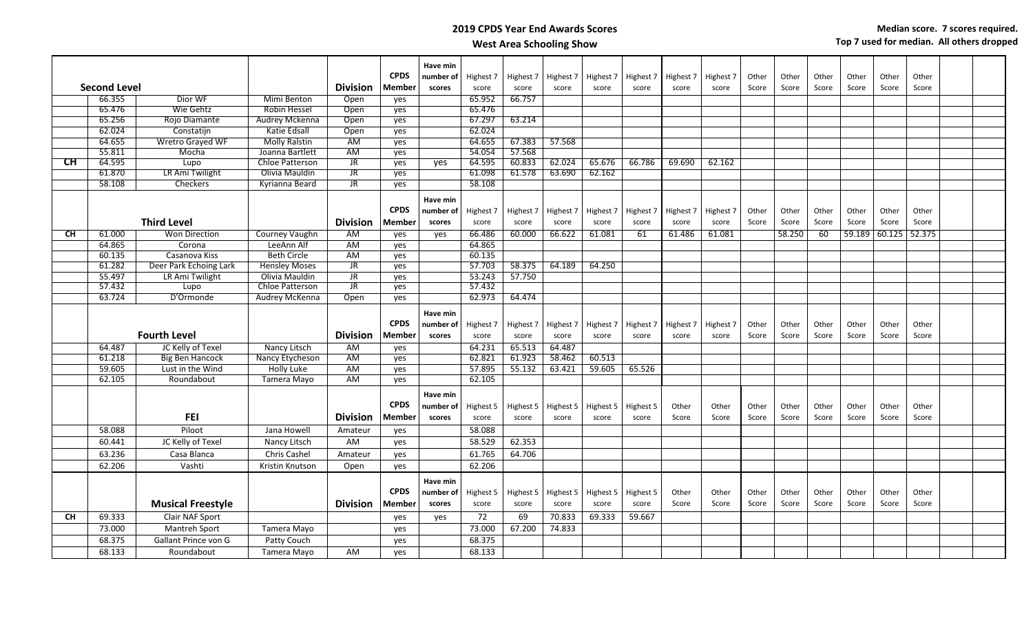# 2019 CPDS Year End Awards Scores

## West Area Schooling Show

**Median score. 7 scores required.**
**Top 7 used for median. All others dropped**

| | Second Level | | | Division | CPDS Member | Have min number of scores | Highest 7 score | Highest 7 score | Highest 7 score | Highest 7 score | Highest 7 score | Highest 7 score | Highest 7 score | Other Score | Other Score | Other Score | Other Score | Other Score | Other Score |
|---|---|---|---|---|---|---|---|---|---|---|---|---|---|---|---|---|---|---|---|
| | 66.355 | Dior WF | Mimi Benton | Open | yes | | 65.952 | 66.757 | | | | | | | | | | | |
| | 65.476 | Wie Gehtz | Robin Hessel | Open | yes | | 65.476 | | | | | | | | | | | | |
| | 65.256 | Rojo Diamante | Audrey Mckenna | Open | yes | | 67.297 | 63.214 | | | | | | | | | | | |
| | 62.024 | Constatijn | Katie Edsall | Open | yes | | 62.024 | | | | | | | | | | | | |
| | 64.655 | Wretro Grayed WF | Molly Ralstin | AM | yes | | 64.655 | 67.383 | 57.568 | | | | | | | | | | |
| | 55.811 | Mocha | Joanna Bartlett | AM | yes | | 54.054 | 57.568 | | | | | | | | | | | |
| CH | 64.595 | Lupo | Chloe Patterson | JR | yes | yes | 64.595 | 60.833 | 62.024 | 65.676 | 66.786 | 69.690 | 62.162 | | | | | | |
| | 61.870 | LR Ami Twilight | Olivia Mauldin | JR | yes | | 61.098 | 61.578 | 63.690 | 62.162 | | | | | | | | | |
| | 58.108 | Checkers | Kyrianna Beard | JR | yes | | 58.108 | | | | | | | | | | | | |

| | | Third Level | | Division | CPDS Member | Have min number of scores | Highest 7 score | Highest 7 score | Highest 7 score | Highest 7 score | Highest 7 score | Highest 7 score | Highest 7 score | Other Score | Other Score | Other Score | Other Score | Other Score | Other Score |
|---|---|---|---|---|---|---|---|---|---|---|---|---|---|---|---|---|---|---|---|
| CH | 61.000 | Won Direction | Courney Vaughn | AM | yes | yes | 66.486 | 60.000 | 66.622 | 61.081 | 61 | 61.486 | 61.081 | | 58.250 | 60 | 59.189 | 60.125 | 52.375 |
| | 64.865 | Corona | LeeAnn Alf | AM | yes | | 64.865 | | | | | | | | | | | | |
| | 60.135 | Casanova Kiss | Beth Circle | AM | yes | | 60.135 | | | | | | | | | | | | |
| | 61.282 | Deer Park Echoing Lark | Hensley Moses | JR | yes | | 57.703 | 58.375 | 64.189 | 64.250 | | | | | | | | | |
| | 55.497 | LR Ami Twilight | Olivia Mauldin | JR | yes | | 53.243 | 57.750 | | | | | | | | | | | |
| | 57.432 | Lupo | Chloe Patterson | JR | yes | | 57.432 | | | | | | | | | | | | |
| | 63.724 | D'Ormonde | Audrey McKenna | Open | yes | | 62.973 | 64.474 | | | | | | | | | | | |

| | | Fourth Level | | Division | CPDS Member | Have min number of scores | Highest 7 score | Highest 7 score | Highest 7 score | Highest 7 score | Highest 7 score | Highest 7 score | Highest 7 score | Other Score | Other Score | Other Score | Other Score | Other Score | Other Score |
|---|---|---|---|---|---|---|---|---|---|---|---|---|---|---|---|---|---|---|---|
| | 64.487 | JC Kelly of Texel | Nancy Litsch | AM | yes | | 64.231 | 65.513 | 64.487 | | | | | | | | | | |
| | 61.218 | Big Ben Hancock | Nancy Etycheson | AM | yes | | 62.821 | 61.923 | 58.462 | 60.513 | | | | | | | | | |
| | 59.605 | Lust in the Wind | Holly Luke | AM | yes | | 57.895 | 55.132 | 63.421 | 59.605 | 65.526 | | | | | | | | |
| | 62.105 | Roundabout | Tamera Mayo | AM | yes | | 62.105 | | | | | | | | | | | | |

| | | FEI | | Division | CPDS Member | Have min number of scores | Highest 5 score | Highest 5 score | Highest 5 score | Highest 5 score | Highest 5 score | Other Score | Other Score | Other Score | Other Score | Other Score | Other Score | Other Score | Other Score |
|---|---|---|---|---|---|---|---|---|---|---|---|---|---|---|---|---|---|---|---|
| | 58.088 | Piloot | Jana Howell | Amateur | yes | | 58.088 | | | | | | | | | | | | |
| | 60.441 | JC Kelly of Texel | Nancy Litsch | AM | yes | | 58.529 | 62.353 | | | | | | | | | | | |
| | 63.236 | Casa Blanca | Chris Cashel | Amateur | yes | | 61.765 | 64.706 | | | | | | | | | | | |
| | 62.206 | Vashti | Kristin Knutson | Open | yes | | 62.206 | | | | | | | | | | | | |

| | | Musical Freestyle | | Division | CPDS Member | Have min number of scores | Highest 5 score | Highest 5 score | Highest 5 score | Highest 5 score | Highest 5 score | Other Score | Other Score | Other Score | Other Score | Other Score | Other Score | Other Score | Other Score |
|---|---|---|---|---|---|---|---|---|---|---|---|---|---|---|---|---|---|---|---|
| CH | 69.333 | Clair NAF Sport | | | yes | yes | 72 | 69 | 70.833 | 69.333 | 59.667 | | | | | | | | |
| | 73.000 | Mantreh Sport | Tamera Mayo | | yes | | 73.000 | 67.200 | 74.833 | | | | | | | | | | |
| | 68.375 | Gallant Prince von G | Patty Couch | | yes | | 68.375 | | | | | | | | | | | | |
| | 68.133 | Roundabout | Tamera Mayo | AM | yes | | 68.133 | | | | | | | | | | | | |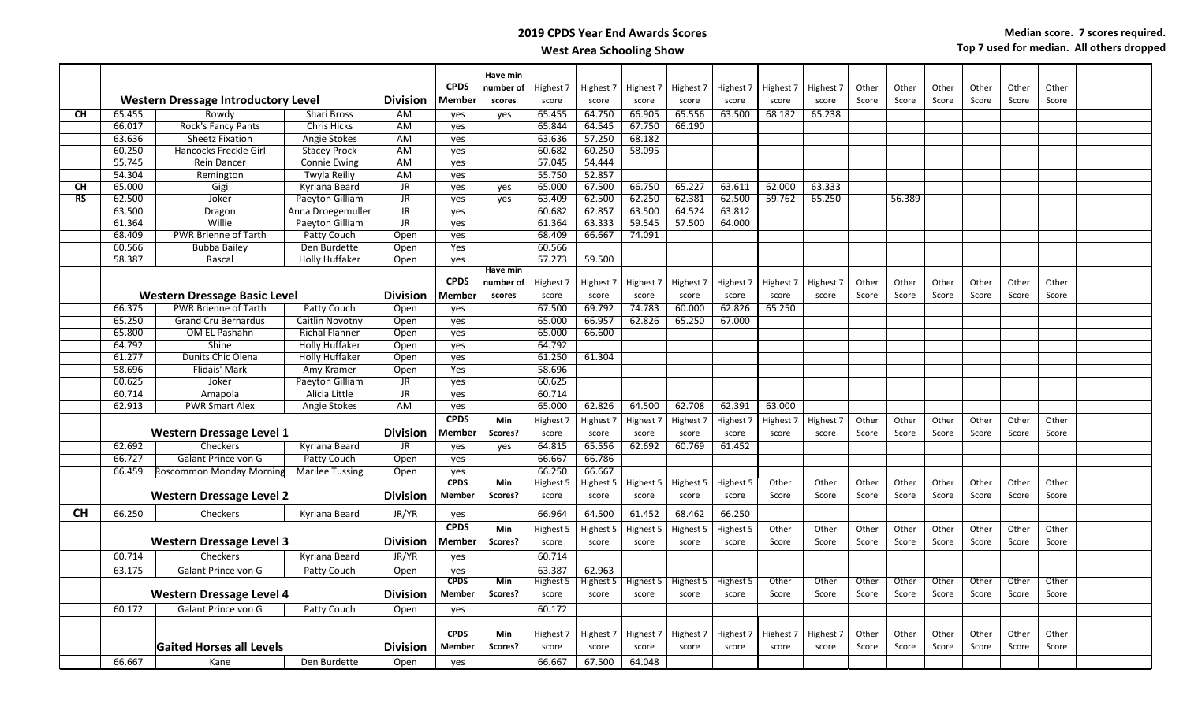**2019 CPDS Year End Awards Scores**

**West Area Schooling Show**

**Median score. 7 scores required.**
**Top 7 used for median. All others dropped**

| | | Western Dressage Introductory Level | | Division | CPDS Member | Have min number of scores | Highest 7 score | Highest 7 score | Highest 7 score | Highest 7 score | Highest 7 score | Highest 7 score | Highest 7 score | Other Score | Other Score | Other Score | Other Score | Other Score | Other Score | Other Score |
|---|---|---|---|---|---|---|---|---|---|---|---|---|---|---|---|---|---|---|---|---|
| CH | 65.455 | Rowdy | Shari Bross | AM | yes | yes | 65.455 | 64.750 | 66.905 | 65.556 | 63.500 | 68.182 | 65.238 | | | | | | | |
| | 66.017 | Rock's Fancy Pants | Chris Hicks | AM | yes | | 65.844 | 64.545 | 67.750 | 66.190 | | | | | | | | | | |
| | 63.636 | Sheetz Fixation | Angie Stokes | AM | yes | | 63.636 | 57.250 | 68.182 | | | | | | | | | | | |
| | 60.250 | Hancocks Freckle Girl | Stacey Prock | AM | yes | | 60.682 | 60.250 | 58.095 | | | | | | | | | | | |
| | 55.745 | Rein Dancer | Connie Ewing | AM | yes | | 57.045 | 54.444 | | | | | | | | | | | | |
| | 54.304 | Remington | Twyla Reilly | AM | yes | | 55.750 | 52.857 | | | | | | | | | | | | |
| CH | 65.000 | Gigi | Kyriana Beard | JR | yes | yes | 65.000 | 67.500 | 66.750 | 65.227 | 63.611 | 62.000 | 63.333 | | | | | | | |
| RS | 62.500 | Joker | Paeyton Gilliam | JR | yes | yes | 63.409 | 62.500 | 62.250 | 62.381 | 62.500 | 59.762 | 65.250 | | 56.389 | | | | | |
| | 63.500 | Dragon | Anna Droegemuller | JR | yes | | 60.682 | 62.857 | 63.500 | 64.524 | 63.812 | | | | | | | | | |
| | 61.364 | Willie | Paeyton Gilliam | JR | yes | | 61.364 | 63.333 | 59.545 | 57.500 | 64.000 | | | | | | | | | |
| | 68.409 | PWR Brienne of Tarth | Patty Couch | Open | yes | | 68.409 | 66.667 | 74.091 | | | | | | | | | | | |
| | 60.566 | Bubba Bailey | Den Burdette | Open | Yes | | 60.566 | | | | | | | | | | | | | |
| | 58.387 | Rascal | Holly Huffaker | Open | yes | | 57.273 | 59.500 | | | | | | | | | | | | |
| | | **Western Dressage Basic Level** | | **Division** | **CPDS Member** | **Have min number of scores** | Highest 7 score | Highest 7 score | Highest 7 score | Highest 7 score | Highest 7 score | Highest 7 score | Highest 7 score | Other Score | Other Score | Other Score | Other Score | Other Score | Other Score | Other Score |
| | 66.375 | PWR Brienne of Tarth | Patty Couch | Open | yes | | 67.500 | 69.792 | 74.783 | 60.000 | 62.826 | 65.250 | | | | | | | | |
| | 65.250 | Grand Cru Bernardus | Caitlin Novotny | Open | yes | | 65.000 | 66.957 | 62.826 | 65.250 | 67.000 | | | | | | | | | |
| | 65.800 | OM EL Pashahn | Richal Flanner | Open | yes | | 65.000 | 66.600 | | | | | | | | | | | | |
| | 64.792 | Shine | Holly Huffaker | Open | yes | | 64.792 | | | | | | | | | | | | | |
| | 61.277 | Dunits Chic Olena | Holly Huffaker | Open | yes | | 61.250 | 61.304 | | | | | | | | | | | | |
| | 58.696 | Flidais' Mark | Amy Kramer | Open | Yes | | 58.696 | | | | | | | | | | | | | |
| | 60.625 | Joker | Paeyton Gilliam | JR | yes | | 60.625 | | | | | | | | | | | | | |
| | 60.714 | Amapola | Alicia Little | JR | yes | | 60.714 | | | | | | | | | | | | | |
| | 62.913 | PWR Smart Alex | Angie Stokes | AM | yes | | 65.000 | 62.826 | 64.500 | 62.708 | 62.391 | 63.000 | | | | | | | | |
| | | **Western Dressage Level 1** | | **Division** | **CPDS Member** | **Min Scores?** | Highest 7 score | Highest 7 score | Highest 7 score | Highest 7 score | Highest 7 score | Highest 7 score | Highest 7 score | Other Score | Other Score | Other Score | Other Score | Other Score | Other Score | Other Score |
| | 62.692 | Checkers | Kyriana Beard | JR | yes | yes | 64.815 | 65.556 | 62.692 | 60.769 | 61.452 | | | | | | | | | |
| | 66.727 | Galant Prince von G | Patty Couch | Open | yes | | 66.667 | 66.786 | | | | | | | | | | | | |
| | 66.459 | Roscommon Monday Morning | Marilee Tussing | Open | yes | | 66.250 | 66.667 | | | | | | | | | | | | |
| | | **Western Dressage Level 2** | | **Division** | **CPDS Member** | **Min Scores?** | Highest 5 score | Highest 5 score | Highest 5 score | Highest 5 score | Highest 5 score | Other Score | Other Score | Other Score | Other Score | Other Score | Other Score | Other Score | Other Score | Other Score |
| CH | 66.250 | Checkers | Kyriana Beard | JR/YR | yes | | 66.964 | 64.500 | 61.452 | 68.462 | 66.250 | | | | | | | | | |
| | | **Western Dressage Level 3** | | **Division** | **CPDS Member** | **Min Scores?** | Highest 5 score | Highest 5 score | Highest 5 score | Highest 5 score | Highest 5 score | Other Score | Other Score | Other Score | Other Score | Other Score | Other Score | Other Score | Other Score | Other Score |
| | 60.714 | Checkers | Kyriana Beard | JR/YR | yes | | 60.714 | | | | | | | | | | | | | |
| | 63.175 | Galant Prince von G | Patty Couch | Open | yes | | 63.387 | 62.963 | | | | | | | | | | | | |
| | | **Western Dressage Level 4** | | **Division** | **CPDS Member** | **Min Scores?** | Highest 5 score | Highest 5 score | Highest 5 score | Highest 5 score | Highest 5 score | Other Score | Other Score | Other Score | Other Score | Other Score | Other Score | Other Score | Other Score | Other Score |
| | 60.172 | Galant Prince von G | Patty Couch | Open | yes | | 60.172 | | | | | | | | | | | | | |
| | | **Gaited Horses all Levels** | | **Division** | **CPDS Member** | **Min Scores?** | Highest 7 score | Highest 7 score | Highest 7 score | Highest 7 score | Highest 7 score | Highest 7 score | Highest 7 score | Other Score | Other Score | Other Score | Other Score | Other Score | Other Score | Other Score |
| | 66.667 | Kane | Den Burdette | Open | yes | | 66.667 | 67.500 | 64.048 | | | | | | | | | | | |